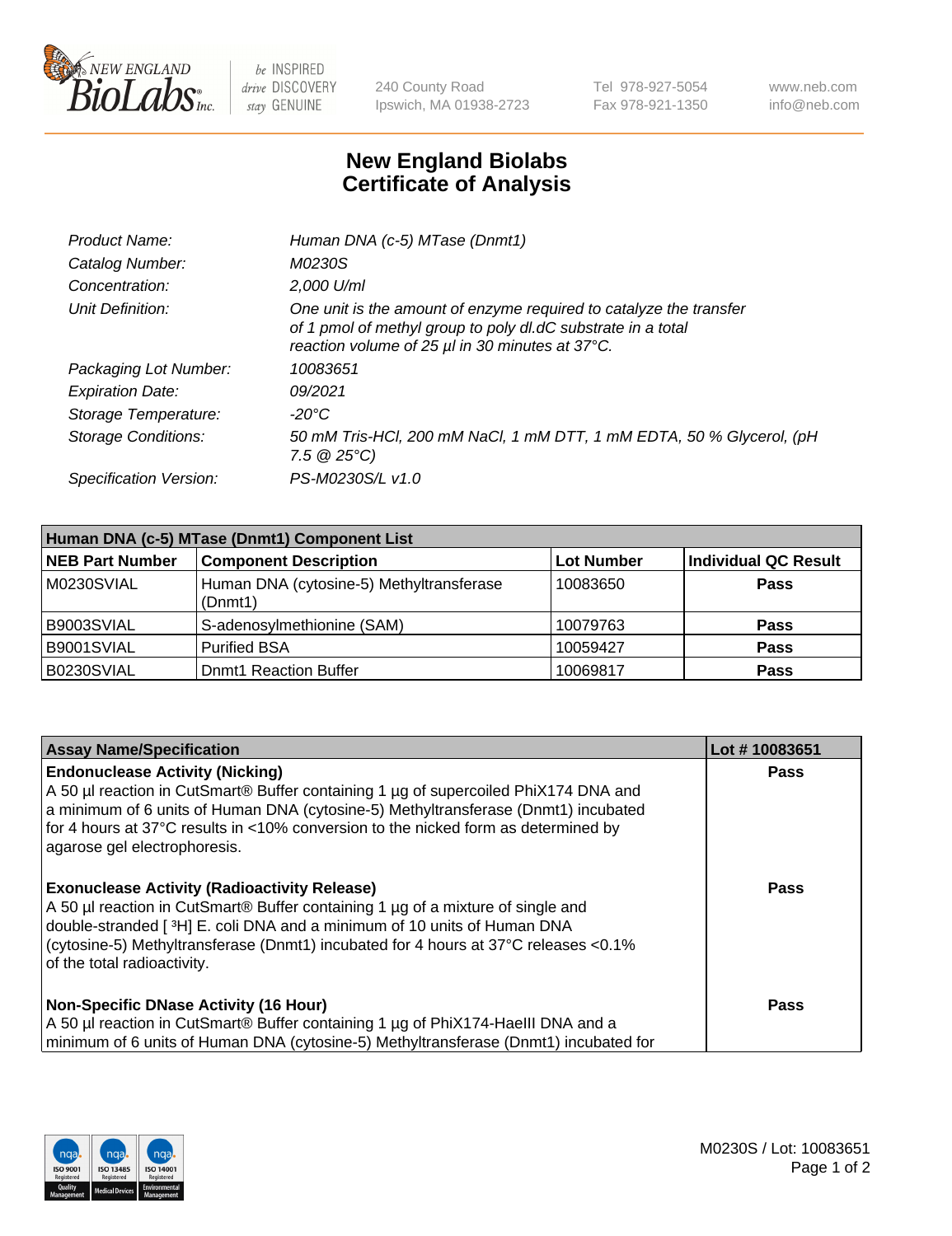# New England Biolabs Certificate of Analysis

| | |
|---|---|
| *Product Name:* | *Human DNA (c-5) MTase (Dnmt1)* |
| *Catalog Number:* | *M0230S* |
| *Concentration:* | *2,000 U/ml* |
| *Unit Definition:* | *One unit is the amount of enzyme required to catalyze the transfer of 1 pmol of methyl group to poly dI.dC substrate in a total reaction volume of 25 µl in 30 minutes at 37°C.* |
| *Packaging Lot Number:* | *10083651* |
| *Expiration Date:* | *09/2021* |
| *Storage Temperature:* | *-20°C* |
| *Storage Conditions:* | *50 mM Tris-HCl, 200 mM NaCl, 1 mM DTT, 1 mM EDTA, 50 % Glycerol, (pH 7.5 @ 25°C)* |
| *Specification Version:* | *PS-M0230S/L v1.0* |

| Human DNA (c-5) MTase (Dnmt1) Component List | | | |
|---|---|---|---|
| **NEB Part Number** | **Component Description** | **Lot Number** | **Individual QC Result** |
| M0230SVIAL | Human DNA (cytosine-5) Methyltransferase (Dnmt1) | 10083650 | **Pass** |
| B9003SVIAL | S-adenosylmethionine (SAM) | 10079763 | **Pass** |
| B9001SVIAL | Purified BSA | 10059427 | **Pass** |
| B0230SVIAL | Dnmt1 Reaction Buffer | 10069817 | **Pass** |

| Assay Name/Specification | Lot # 10083651 |
|---|---|
| **Endonuclease Activity (Nicking)**<br>A 50 µl reaction in CutSmart® Buffer containing 1 µg of supercoiled PhiX174 DNA and a minimum of 6 units of Human DNA (cytosine-5) Methyltransferase (Dnmt1) incubated for 4 hours at 37°C results in <10% conversion to the nicked form as determined by agarose gel electrophoresis. | **Pass** |
| **Exonuclease Activity (Radioactivity Release)**<br>A 50 µl reaction in CutSmart® Buffer containing 1 µg of a mixture of single and double-stranded [ $^{3}$H] E. coli DNA and a minimum of 10 units of Human DNA (cytosine-5) Methyltransferase (Dnmt1) incubated for 4 hours at 37°C releases <0.1% of the total radioactivity. | **Pass** |
| **Non-Specific DNase Activity (16 Hour)**<br>A 50 µl reaction in CutSmart® Buffer containing 1 µg of PhiX174-HaeIII DNA and a minimum of 6 units of Human DNA (cytosine-5) Methyltransferase (Dnmt1) incubated for | **Pass** |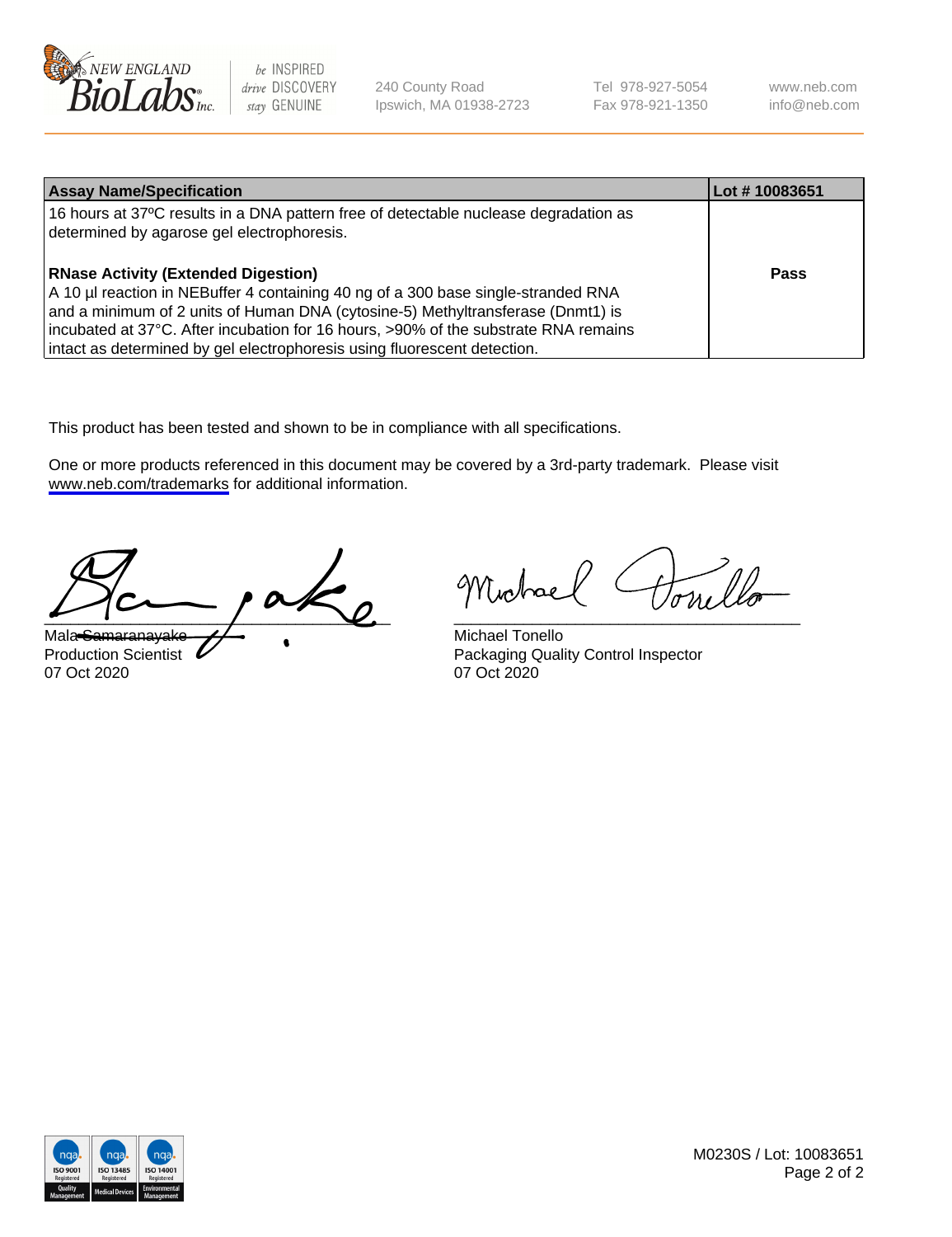| Assay Name/Specification | Lot # 10083651 |
| --- | --- |
| 16 hours at 37ºC results in a DNA pattern free of detectable nuclease degradation as determined by agarose gel electrophoresis. | |
| **RNase Activity (Extended Digestion)** A 10 µl reaction in NEBuffer 4 containing 40 ng of a 300 base single-stranded RNA and a minimum of 2 units of Human DNA (cytosine-5) Methyltransferase (Dnmt1) is incubated at 37°C. After incubation for 16 hours, >90% of the substrate RNA remains intact as determined by gel electrophoresis using fluorescent detection. | **Pass** |

This product has been tested and shown to be in compliance with all specifications.

One or more products referenced in this document may be covered by a 3rd-party trademark. Please visit www.neb.com/trademarks for additional information.

Mala Samaranayake
Production Scientist
07 Oct 2020

Michael Tonello
Packaging Quality Control Inspector
07 Oct 2020

M0230S / Lot: 10083651